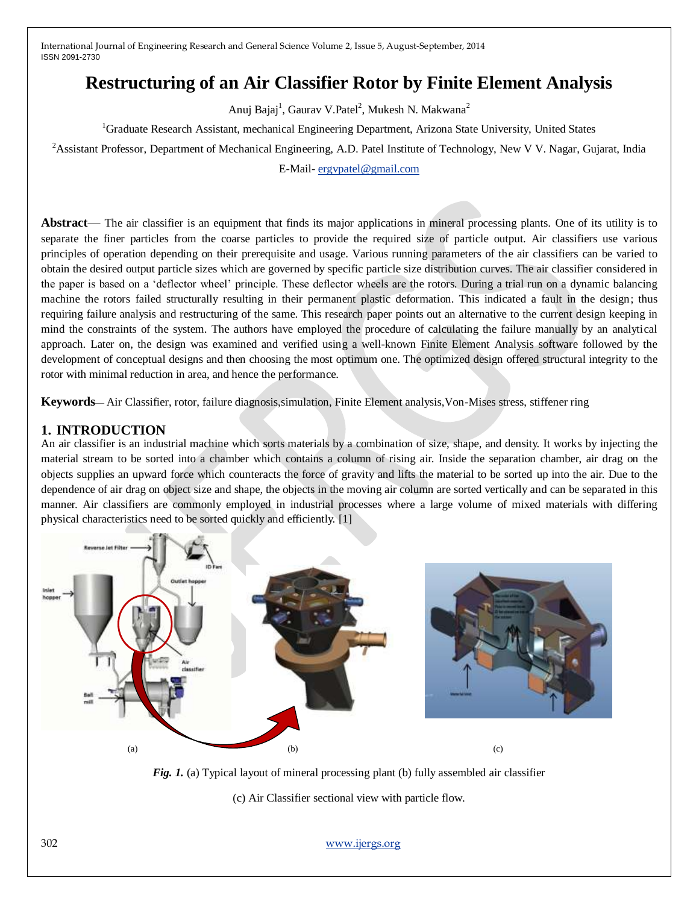# Restructuring of an Air Classifier Rotor by Finite Element Analysis

Anuj Bajaj[1], Gaurav V.Patel[2], Mukesh N. Makwana[2]

[1]Graduate Research Assistant, mechanical Engineering Department, Arizona State University, United States

[2]Assistant Professor, Department of Mechanical Engineering, A.D. Patel Institute of Technology, New V V. Nagar, Gujarat, India

E-Mail- ergvpatel@gmail.com

**Abstract**— The air classifier is an equipment that finds its major applications in mineral processing plants. One of its utility is to separate the finer particles from the coarse particles to provide the required size of particle output. Air classifiers use various principles of operation depending on their prerequisite and usage. Various running parameters of the air classifiers can be varied to obtain the desired output particle sizes which are governed by specific particle size distribution curves. The air classifier considered in the paper is based on a 'deflector wheel' principle. These deflector wheels are the rotors. During a trial run on a dynamic balancing machine the rotors failed structurally resulting in their permanent plastic deformation. This indicated a fault in the design; thus requiring failure analysis and restructuring of the same. This research paper points out an alternative to the current design keeping in mind the constraints of the system. The authors have employed the procedure of calculating the failure manually by an analytical approach. Later on, the design was examined and verified using a well-known Finite Element Analysis software followed by the development of conceptual designs and then choosing the most optimum one. The optimized design offered structural integrity to the rotor with minimal reduction in area, and hence the performance.

**Keywords**— Air Classifier, rotor, failure diagnosis,simulation, Finite Element analysis,Von-Mises stress, stiffener ring

## 1. INTRODUCTION

An air classifier is an industrial machine which sorts materials by a combination of size, shape, and density. It works by injecting the material stream to be sorted into a chamber which contains a column of rising air. Inside the separation chamber, air drag on the objects supplies an upward force which counteracts the force of gravity and lifts the material to be sorted up into the air. Due to the dependence of air drag on object size and shape, the objects in the moving air column are sorted vertically and can be separated in this manner. Air classifiers are commonly employed in industrial processes where a large volume of mixed materials with differing physical characteristics need to be sorted quickly and efficiently. [1]

(a) (b) (c)

***Fig. 1.*** (a) Typical layout of mineral processing plant (b) fully assembled air classifier

(c) Air Classifier sectional view with particle flow.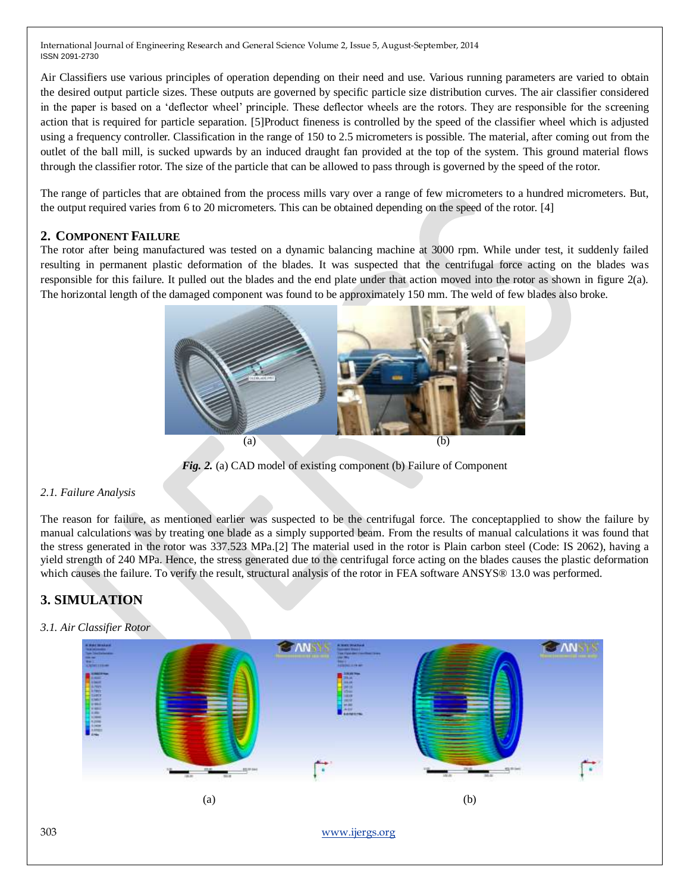Air Classifiers use various principles of operation depending on their need and use. Various running parameters are varied to obtain the desired output particle sizes. These outputs are governed by specific particle size distribution curves. The air classifier considered in the paper is based on a 'deflector wheel' principle. These deflector wheels are the rotors. They are responsible for the screening action that is required for particle separation. [5]Product fineness is controlled by the speed of the classifier wheel which is adjusted using a frequency controller. Classification in the range of 150 to 2.5 micrometers is possible. The material, after coming out from the outlet of the ball mill, is sucked upwards by an induced draught fan provided at the top of the system. This ground material flows through the classifier rotor. The size of the particle that can be allowed to pass through is governed by the speed of the rotor.

The range of particles that are obtained from the process mills vary over a range of few micrometers to a hundred micrometers. But, the output required varies from 6 to 20 micrometers. This can be obtained depending on the speed of the rotor. [4]

## 2. Component Failure

The rotor after being manufactured was tested on a dynamic balancing machine at 3000 rpm. While under test, it suddenly failed resulting in permanent plastic deformation of the blades. It was suspected that the centrifugal force acting on the blades was responsible for this failure. It pulled out the blades and the end plate under that action moved into the rotor as shown in figure 2(a). The horizontal length of the damaged component was found to be approximately 150 mm. The weld of few blades also broke.

(a) (b)

***Fig. 2.*** (a) CAD model of existing component (b) Failure of Component

### *2.1. Failure Analysis*

The reason for failure, as mentioned earlier was suspected to be the centrifugal force. The conceptapplied to show the failure by manual calculations was by treating one blade as a simply supported beam. From the results of manual calculations it was found that the stress generated in the rotor was 337.523 MPa.[2] The material used in the rotor is Plain carbon steel (Code: IS 2062), having a yield strength of 240 MPa. Hence, the stress generated due to the centrifugal force acting on the blades causes the plastic deformation which causes the failure. To verify the result, structural analysis of the rotor in FEA software ANSYS® 13.0 was performed.

## 3. SIMULATION

### *3.1. Air Classifier Rotor*

(a) (b)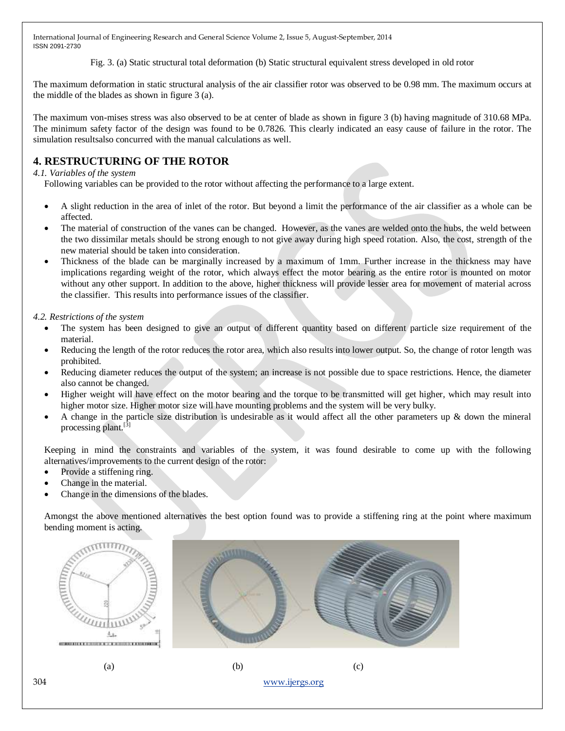Fig. 3. (a) Static structural total deformation (b) Static structural equivalent stress developed in old rotor

The maximum deformation in static structural analysis of the air classifier rotor was observed to be 0.98 mm. The maximum occurs at the middle of the blades as shown in figure 3 (a).

The maximum von-mises stress was also observed to be at center of blade as shown in figure 3 (b) having magnitude of 310.68 MPa. The minimum safety factor of the design was found to be 0.7826. This clearly indicated an easy cause of failure in the rotor. The simulation resultsalso concurred with the manual calculations as well.

## 4. RESTRUCTURING OF THE ROTOR

*4.1. Variables of the system*

Following variables can be provided to the rotor without affecting the performance to a large extent.

- A slight reduction in the area of inlet of the rotor. But beyond a limit the performance of the air classifier as a whole can be affected.
- The material of construction of the vanes can be changed. However, as the vanes are welded onto the hubs, the weld between the two dissimilar metals should be strong enough to not give away during high speed rotation. Also, the cost, strength of the new material should be taken into consideration.
- Thickness of the blade can be marginally increased by a maximum of 1mm. Further increase in the thickness may have implications regarding weight of the rotor, which always effect the motor bearing as the entire rotor is mounted on motor without any other support. In addition to the above, higher thickness will provide lesser area for movement of material across the classifier. This results into performance issues of the classifier.

*4.2. Restrictions of the system*

- The system has been designed to give an output of different quantity based on different particle size requirement of the material.
- Reducing the length of the rotor reduces the rotor area, which also results into lower output. So, the change of rotor length was prohibited.
- Reducing diameter reduces the output of the system; an increase is not possible due to space restrictions. Hence, the diameter also cannot be changed.
- Higher weight will have effect on the motor bearing and the torque to be transmitted will get higher, which may result into higher motor size. Higher motor size will have mounting problems and the system will be very bulky.
- A change in the particle size distribution is undesirable as it would affect all the other parameters up & down the mineral processing plant.[3]

Keeping in mind the constraints and variables of the system, it was found desirable to come up with the following alternatives/improvements to the current design of the rotor:

- Provide a stiffening ring.
- Change in the material.
- Change in the dimensions of the blades.

Amongst the above mentioned alternatives the best option found was to provide a stiffening ring at the point where maximum bending moment is acting.

(a) (b) (c)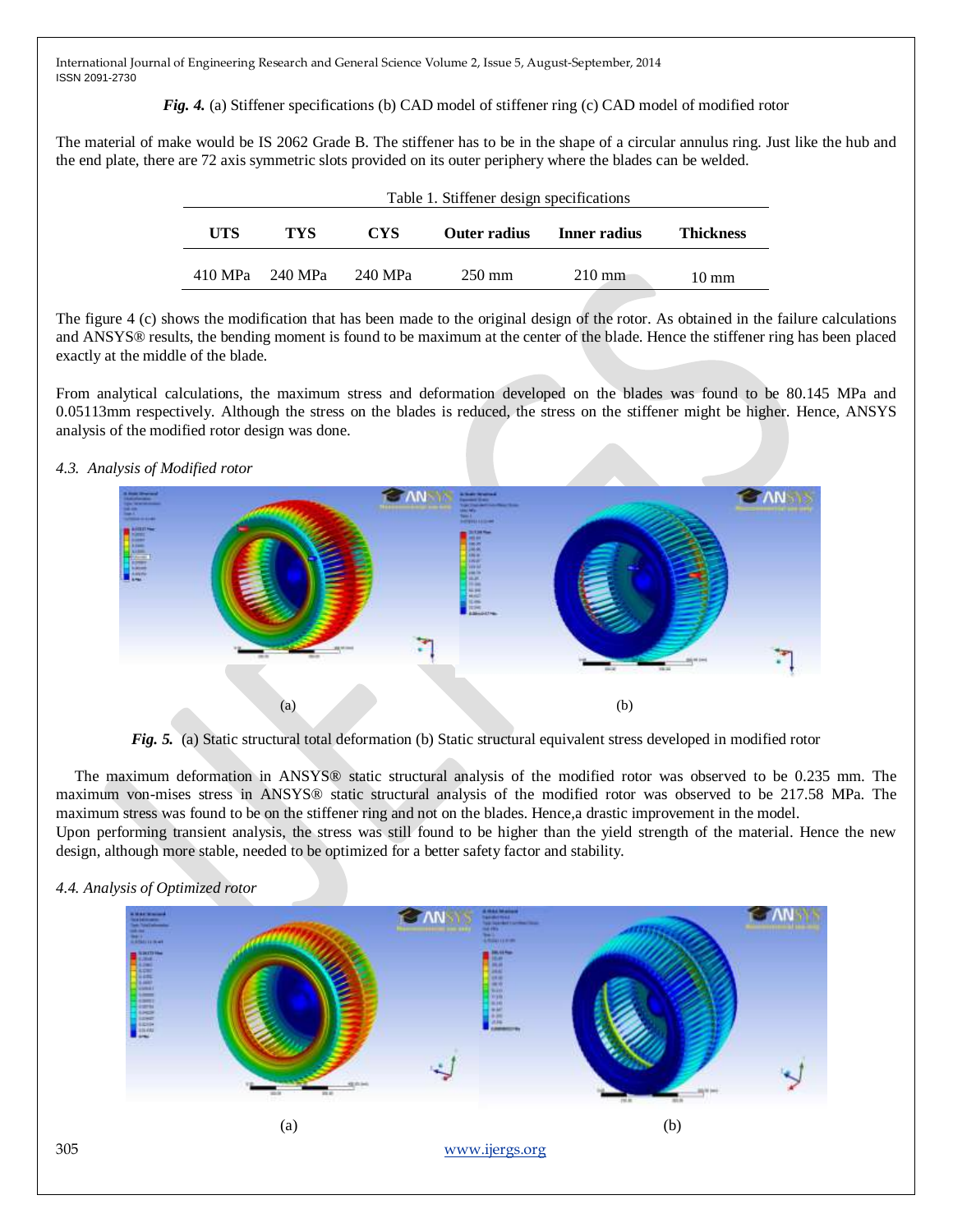***Fig. 4.*** (a) Stiffener specifications (b) CAD model of stiffener ring (c) CAD model of modified rotor

The material of make would be IS 2062 Grade B. The stiffener has to be in the shape of a circular annulus ring. Just like the hub and the end plate, there are 72 axis symmetric slots provided on its outer periphery where the blades can be welded.

Table 1. Stiffener design specifications

| UTS | TYS | CYS | Outer radius | Inner radius | Thickness |
|---|---|---|---|---|---|
| 410 MPa | 240 MPa | 240 MPa | 250 mm | 210 mm | 10 mm |

The figure 4 (c) shows the modification that has been made to the original design of the rotor. As obtained in the failure calculations and ANSYS® results, the bending moment is found to be maximum at the center of the blade. Hence the stiffener ring has been placed exactly at the middle of the blade.

From analytical calculations, the maximum stress and deformation developed on the blades was found to be 80.145 MPa and 0.05113mm respectively. Although the stress on the blades is reduced, the stress on the stiffener might be higher. Hence, ANSYS analysis of the modified rotor design was done.

### *4.3. Analysis of Modified rotor*

(a) (b)

***Fig. 5.*** (a) Static structural total deformation (b) Static structural equivalent stress developed in modified rotor

The maximum deformation in ANSYS® static structural analysis of the modified rotor was observed to be 0.235 mm. The maximum von-mises stress in ANSYS® static structural analysis of the modified rotor was observed to be 217.58 MPa. The maximum stress was found to be on the stiffener ring and not on the blades. Hence,a drastic improvement in the model.
Upon performing transient analysis, the stress was still found to be higher than the yield strength of the material. Hence the new design, although more stable, needed to be optimized for a better safety factor and stability.

### *4.4. Analysis of Optimized rotor*

(a) (b)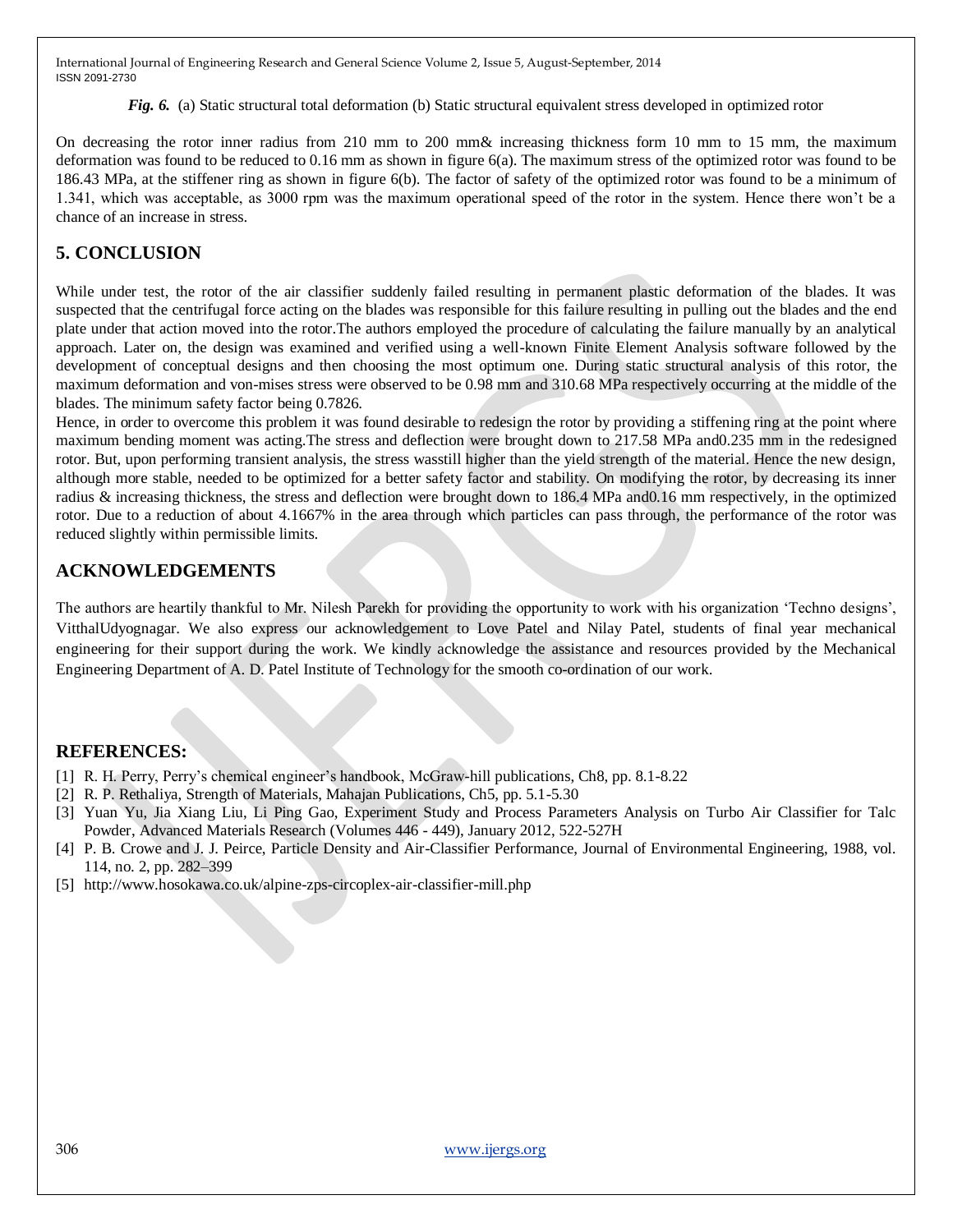*Fig. 6.* (a) Static structural total deformation (b) Static structural equivalent stress developed in optimized rotor

On decreasing the rotor inner radius from 210 mm to 200 mm& increasing thickness form 10 mm to 15 mm, the maximum deformation was found to be reduced to 0.16 mm as shown in figure 6(a). The maximum stress of the optimized rotor was found to be 186.43 MPa, at the stiffener ring as shown in figure 6(b). The factor of safety of the optimized rotor was found to be a minimum of 1.341, which was acceptable, as 3000 rpm was the maximum operational speed of the rotor in the system. Hence there won't be a chance of an increase in stress.

## 5. CONCLUSION

While under test, the rotor of the air classifier suddenly failed resulting in permanent plastic deformation of the blades. It was suspected that the centrifugal force acting on the blades was responsible for this failure resulting in pulling out the blades and the end plate under that action moved into the rotor.The authors employed the procedure of calculating the failure manually by an analytical approach. Later on, the design was examined and verified using a well-known Finite Element Analysis software followed by the development of conceptual designs and then choosing the most optimum one. During static structural analysis of this rotor, the maximum deformation and von-mises stress were observed to be 0.98 mm and 310.68 MPa respectively occurring at the middle of the blades. The minimum safety factor being 0.7826.

Hence, in order to overcome this problem it was found desirable to redesign the rotor by providing a stiffening ring at the point where maximum bending moment was acting.The stress and deflection were brought down to 217.58 MPa and0.235 mm in the redesigned rotor. But, upon performing transient analysis, the stress wasstill higher than the yield strength of the material. Hence the new design, although more stable, needed to be optimized for a better safety factor and stability. On modifying the rotor, by decreasing its inner radius & increasing thickness, the stress and deflection were brought down to 186.4 MPa and0.16 mm respectively, in the optimized rotor. Due to a reduction of about 4.1667% in the area through which particles can pass through, the performance of the rotor was reduced slightly within permissible limits.

## ACKNOWLEDGEMENTS

The authors are heartily thankful to Mr. Nilesh Parekh for providing the opportunity to work with his organization 'Techno designs', VitthalUdyognagar. We also express our acknowledgement to Love Patel and Nilay Patel, students of final year mechanical engineering for their support during the work. We kindly acknowledge the assistance and resources provided by the Mechanical Engineering Department of A. D. Patel Institute of Technology for the smooth co-ordination of our work.

## REFERENCES:

[1] R. H. Perry, Perry's chemical engineer's handbook, McGraw-hill publications, Ch8, pp. 8.1-8.22

[2] R. P. Rethaliya, Strength of Materials, Mahajan Publications, Ch5, pp. 5.1-5.30

[3] Yuan Yu, Jia Xiang Liu, Li Ping Gao, Experiment Study and Process Parameters Analysis on Turbo Air Classifier for Talc Powder, Advanced Materials Research (Volumes 446 - 449), January 2012, 522-527H

[4] P. B. Crowe and J. J. Peirce, Particle Density and Air-Classifier Performance, Journal of Environmental Engineering, 1988, vol. 114, no. 2, pp. 282–399

[5] http://www.hosokawa.co.uk/alpine-zps-circoplex-air-classifier-mill.php